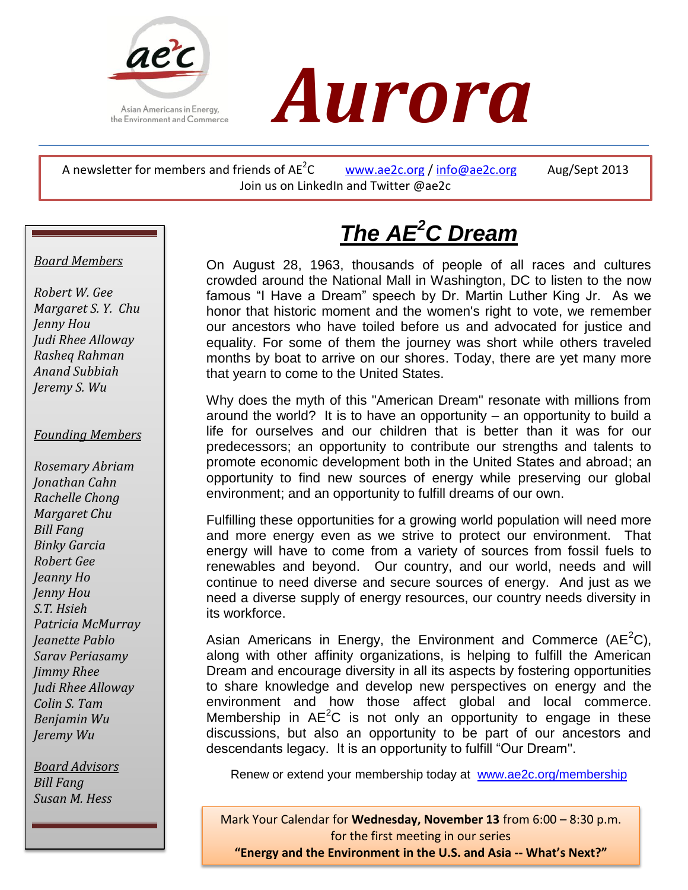# Aurora

Asian Americans in Energy, the Environment and Commerce

A newsletter for members and friends of AE$^2$C www.ae2c.org / info@ae2c.org Aug/Sept 2013
Join us on LinkedIn and Twitter @ae2c

## The AE$^2$C Dream

On August 28, 1963, thousands of people of all races and cultures crowded around the National Mall in Washington, DC to listen to the now famous "I Have a Dream" speech by Dr. Martin Luther King Jr. As we honor that historic moment and the women's right to vote, we remember our ancestors who have toiled before us and advocated for justice and equality. For some of them the journey was short while others traveled months by boat to arrive on our shores. Today, there are yet many more that yearn to come to the United States.

Why does the myth of this "American Dream" resonate with millions from around the world? It is to have an opportunity – an opportunity to build a life for ourselves and our children that is better than it was for our predecessors; an opportunity to contribute our strengths and talents to promote economic development both in the United States and abroad; an opportunity to find new sources of energy while preserving our global environment; and an opportunity to fulfill dreams of our own.

Fulfilling these opportunities for a growing world population will need more and more energy even as we strive to protect our environment. That energy will have to come from a variety of sources from fossil fuels to renewables and beyond. Our country, and our world, needs and will continue to need diverse and secure sources of energy. And just as we need a diverse supply of energy resources, our country needs diversity in its workforce.

Asian Americans in Energy, the Environment and Commerce (AE$^2$C), along with other affinity organizations, is helping to fulfill the American Dream and encourage diversity in all its aspects by fostering opportunities to share knowledge and develop new perspectives on energy and the environment and how those affect global and local commerce. Membership in AE$^2$C is not only an opportunity to engage in these discussions, but also an opportunity to be part of our ancestors and descendants legacy. It is an opportunity to fulfill "Our Dream".

Renew or extend your membership today at www.ae2c.org/membership

Mark Your Calendar for **Wednesday, November 13** from 6:00 – 8:30 p.m. for the first meeting in our series
**"Energy and the Environment in the U.S. and Asia -- What's Next?"**

*Board Members*

*Robert W. Gee*
*Margaret S. Y. Chu*
*Jenny Hou*
*Judi Rhee Alloway*
*Rasheq Rahman*
*Anand Subbiah*
*Jeremy S. Wu*

*Founding Members*

*Rosemary Abriam*
*Jonathan Cahn*
*Rachelle Chong*
*Margaret Chu*
*Bill Fang*
*Binky Garcia*
*Robert Gee*
*Jeanny Ho*
*Jenny Hou*
*S.T. Hsieh*
*Patricia McMurray*
*Jeanette Pablo*
*Sarav Periasamy*
*Jimmy Rhee*
*Judi Rhee Alloway*
*Colin S. Tam*
*Benjamin Wu*
*Jeremy Wu*

*Board Advisors*
*Bill Fang*
*Susan M. Hess*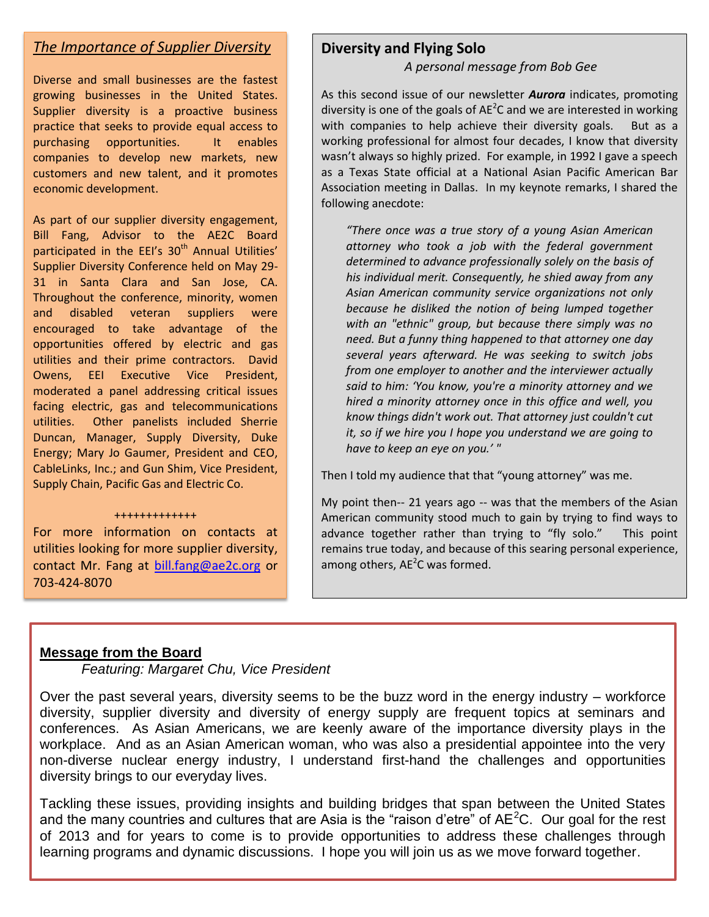## *The Importance of Supplier Diversity*

Diverse and small businesses are the fastest growing businesses in the United States. Supplier diversity is a proactive business practice that seeks to provide equal access to purchasing opportunities. It enables companies to develop new markets, new customers and new talent, and it promotes economic development.

As part of our supplier diversity engagement, Bill Fang, Advisor to the AE2C Board participated in the EEI's 30th Annual Utilities' Supplier Diversity Conference held on May 29-31 in Santa Clara and San Jose, CA. Throughout the conference, minority, women and disabled veteran suppliers were encouraged to take advantage of the opportunities offered by electric and gas utilities and their prime contractors. David Owens, EEI Executive Vice President, moderated a panel addressing critical issues facing electric, gas and telecommunications utilities. Other panelists included Sherrie Duncan, Manager, Supply Diversity, Duke Energy; Mary Jo Gaumer, President and CEO, CableLinks, Inc.; and Gun Shim, Vice President, Supply Chain, Pacific Gas and Electric Co.

+++++++++++++

For more information on contacts at utilities looking for more supplier diversity, contact Mr. Fang at bill.fang@ae2c.org or 703-424-8070

## Diversity and Flying Solo

*A personal message from Bob Gee*

As this second issue of our newsletter ***Aurora*** indicates, promoting diversity is one of the goals of AE$^2$C and we are interested in working with companies to help achieve their diversity goals. But as a working professional for almost four decades, I know that diversity wasn't always so highly prized. For example, in 1992 I gave a speech as a Texas State official at a National Asian Pacific American Bar Association meeting in Dallas. In my keynote remarks, I shared the following anecdote:

> *"There once was a true story of a young Asian American attorney who took a job with the federal government determined to advance professionally solely on the basis of his individual merit. Consequently, he shied away from any Asian American community service organizations not only because he disliked the notion of being lumped together with an "ethnic" group, but because there simply was no need. But a funny thing happened to that attorney one day several years afterward. He was seeking to switch jobs from one employer to another and the interviewer actually said to him: 'You know, you're a minority attorney and we hired a minority attorney once in this office and well, you know things didn't work out. That attorney just couldn't cut it, so if we hire you I hope you understand we are going to have to keep an eye on you.' "*

Then I told my audience that that "young attorney" was me.

My point then-- 21 years ago -- was that the members of the Asian American community stood much to gain by trying to find ways to advance together rather than trying to "fly solo." This point remains true today, and because of this searing personal experience, among others, AE$^2$C was formed.

## Message from the Board

*Featuring: Margaret Chu, Vice President*

Over the past several years, diversity seems to be the buzz word in the energy industry – workforce diversity, supplier diversity and diversity of energy supply are frequent topics at seminars and conferences. As Asian Americans, we are keenly aware of the importance diversity plays in the workplace. And as an Asian American woman, who was also a presidential appointee into the very non-diverse nuclear energy industry, I understand first-hand the challenges and opportunities diversity brings to our everyday lives.

Tackling these issues, providing insights and building bridges that span between the United States and the many countries and cultures that are Asia is the "raison d'etre" of AE$^2$C. Our goal for the rest of 2013 and for years to come is to provide opportunities to address these challenges through learning programs and dynamic discussions. I hope you will join us as we move forward together.